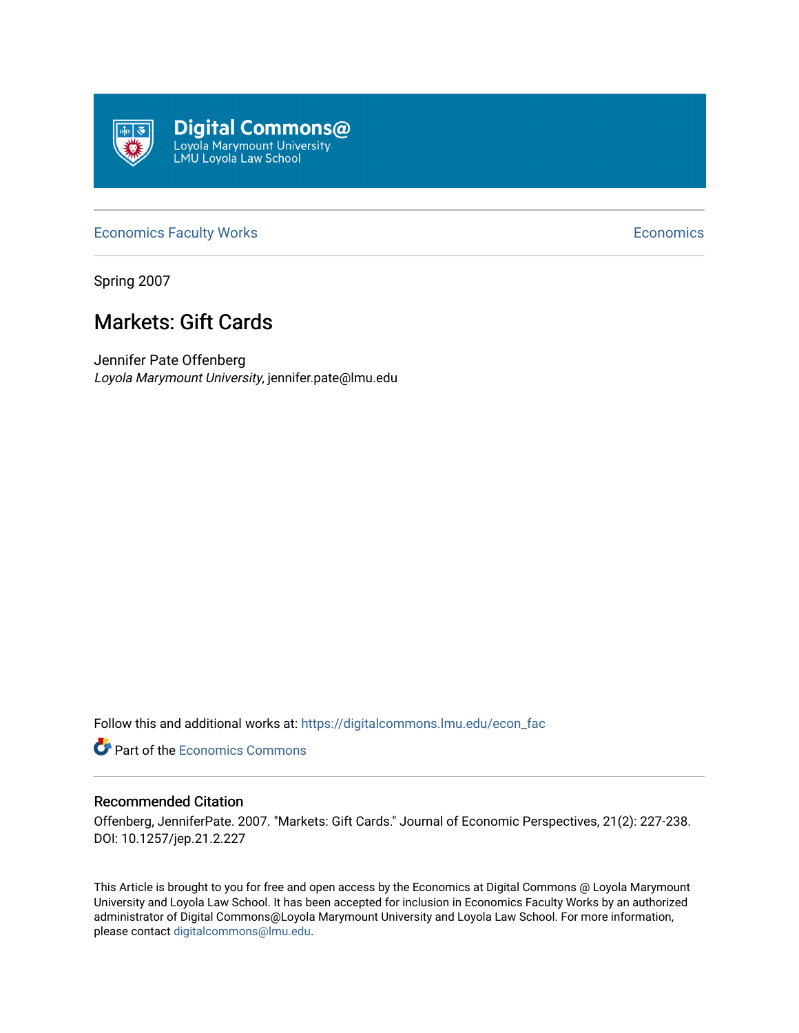Digital Commons@
Loyola Marymount University
LMU Loyola Law School

Economics Faculty Works | Economics

Spring 2007

# Markets: Gift Cards

Jennifer Pate Offenberg
*Loyola Marymount University*, jennifer.pate@lmu.edu

Follow this and additional works at: https://digitalcommons.lmu.edu/econ_fac

Part of the Economics Commons

### Recommended Citation

Offenberg, JenniferPate. 2007. "Markets: Gift Cards." Journal of Economic Perspectives, 21(2): 227-238. DOI: 10.1257/jep.21.2.227

This Article is brought to you for free and open access by the Economics at Digital Commons @ Loyola Marymount University and Loyola Law School. It has been accepted for inclusion in Economics Faculty Works by an authorized administrator of Digital Commons@Loyola Marymount University and Loyola Law School. For more information, please contact digitalcommons@lmu.edu.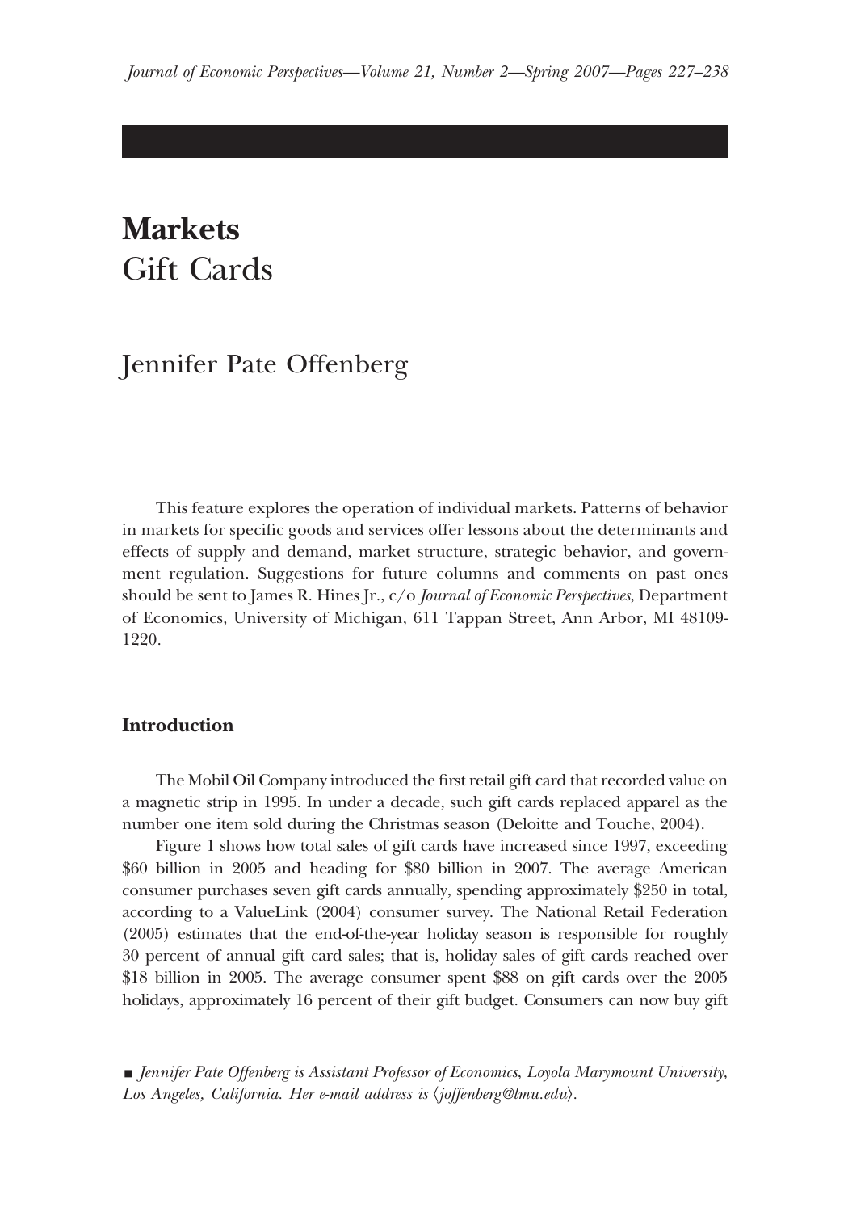# Markets
## Gift Cards

Jennifer Pate Offenberg

This feature explores the operation of individual markets. Patterns of behavior in markets for specific goods and services offer lessons about the determinants and effects of supply and demand, market structure, strategic behavior, and government regulation. Suggestions for future columns and comments on past ones should be sent to James R. Hines Jr., c/o *Journal of Economic Perspectives*, Department of Economics, University of Michigan, 611 Tappan Street, Ann Arbor, MI 48109-1220.

### Introduction

The Mobil Oil Company introduced the first retail gift card that recorded value on a magnetic strip in 1995. In under a decade, such gift cards replaced apparel as the number one item sold during the Christmas season (Deloitte and Touche, 2004).

Figure 1 shows how total sales of gift cards have increased since 1997, exceeding $60 billion in 2005 and heading for $80 billion in 2007. The average American consumer purchases seven gift cards annually, spending approximately $250 in total, according to a ValueLink (2004) consumer survey. The National Retail Federation (2005) estimates that the end-of-the-year holiday season is responsible for roughly 30 percent of annual gift card sales; that is, holiday sales of gift cards reached over $18 billion in 2005. The average consumer spent $88 on gift cards over the 2005 holidays, approximately 16 percent of their gift budget. Consumers can now buy gift

■ *Jennifer Pate Offenberg is Assistant Professor of Economics, Loyola Marymount University, Los Angeles, California. Her e-mail address is ⟨joffenberg@lmu.edu⟩.*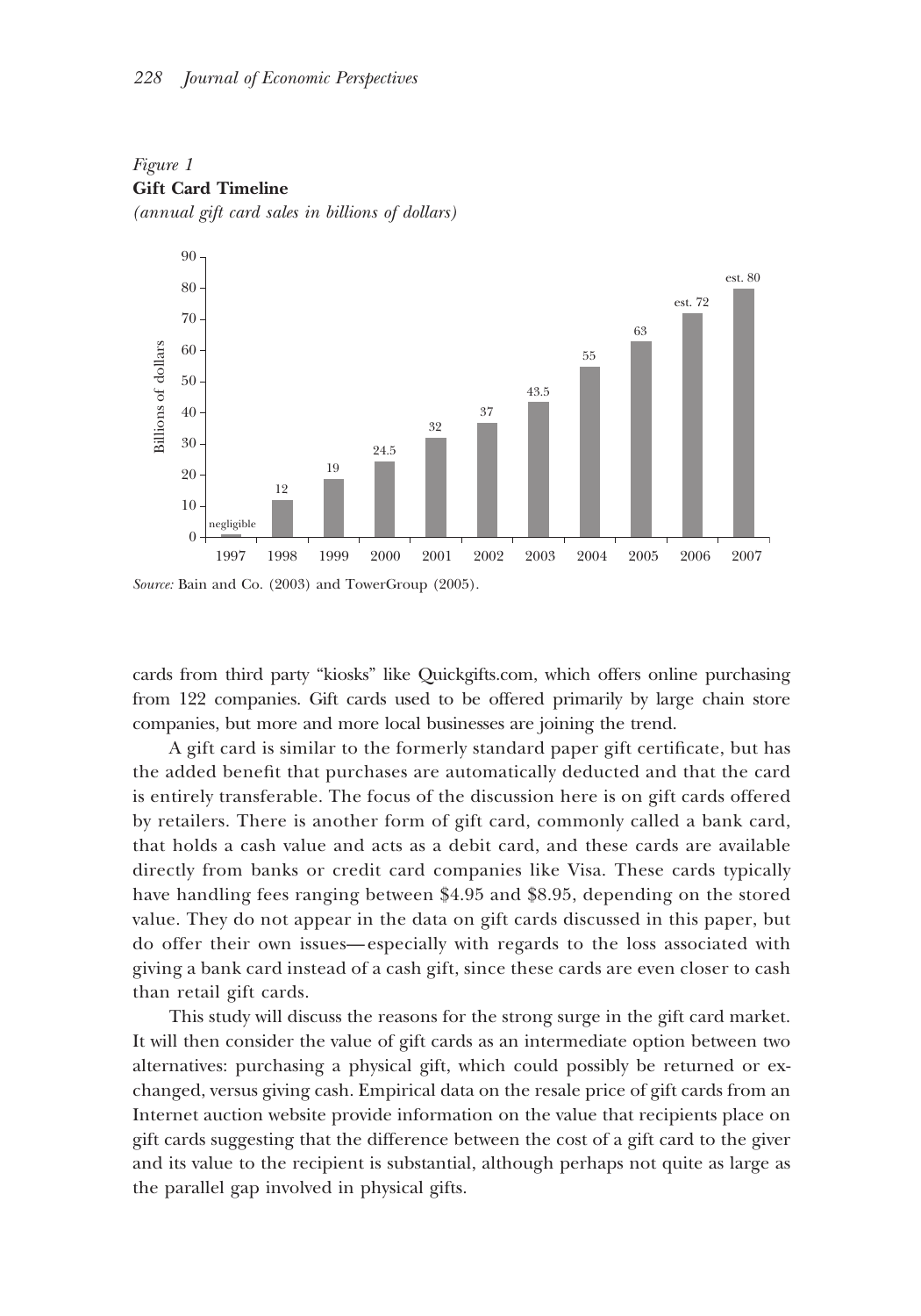*Figure 1*
**Gift Card Timeline**
*(annual gift card sales in billions of dollars)*

| Year | Billions of dollars |
|---|---|
| 1997 | negligible |
| 1998 | 12 |
| 1999 | 19 |
| 2000 | 24.5 |
| 2001 | 32 |
| 2002 | 37 |
| 2003 | 43.5 |
| 2004 | 55 |
| 2005 | 63 |
| 2006 | est. 72 |
| 2007 | est. 80 |

*Source:* Bain and Co. (2003) and TowerGroup (2005).

cards from third party "kiosks" like Quickgifts.com, which offers online purchasing from 122 companies. Gift cards used to be offered primarily by large chain store companies, but more and more local businesses are joining the trend.

A gift card is similar to the formerly standard paper gift certificate, but has the added benefit that purchases are automatically deducted and that the card is entirely transferable. The focus of the discussion here is on gift cards offered by retailers. There is another form of gift card, commonly called a bank card, that holds a cash value and acts as a debit card, and these cards are available directly from banks or credit card companies like Visa. These cards typically have handling fees ranging between $4.95 and $8.95, depending on the stored value. They do not appear in the data on gift cards discussed in this paper, but do offer their own issues—especially with regards to the loss associated with giving a bank card instead of a cash gift, since these cards are even closer to cash than retail gift cards.

This study will discuss the reasons for the strong surge in the gift card market. It will then consider the value of gift cards as an intermediate option between two alternatives: purchasing a physical gift, which could possibly be returned or exchanged, versus giving cash. Empirical data on the resale price of gift cards from an Internet auction website provide information on the value that recipients place on gift cards suggesting that the difference between the cost of a gift card to the giver and its value to the recipient is substantial, although perhaps not quite as large as the parallel gap involved in physical gifts.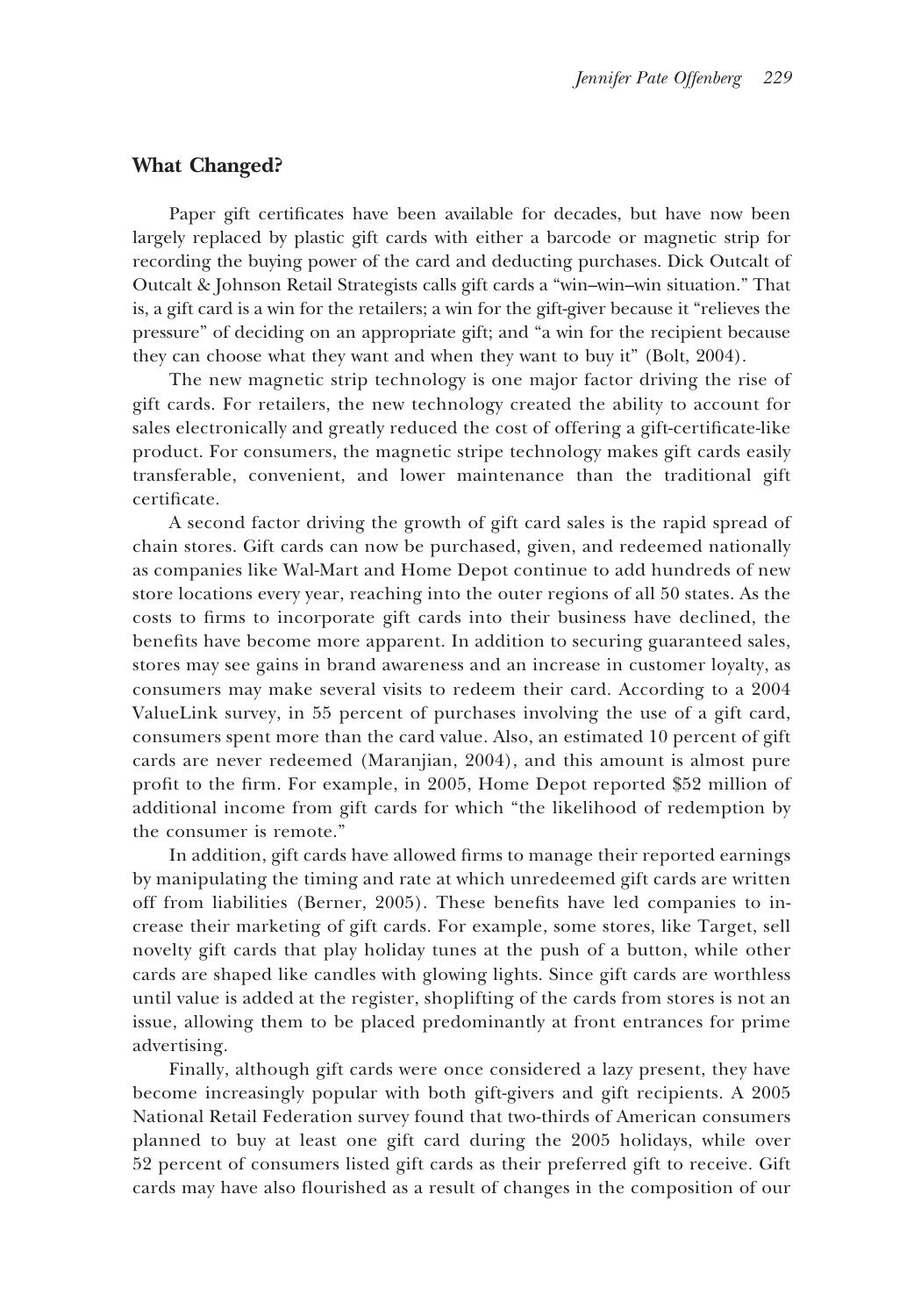## What Changed?

Paper gift certificates have been available for decades, but have now been largely replaced by plastic gift cards with either a barcode or magnetic strip for recording the buying power of the card and deducting purchases. Dick Outcalt of Outcalt & Johnson Retail Strategists calls gift cards a "win–win–win situation." That is, a gift card is a win for the retailers; a win for the gift-giver because it "relieves the pressure" of deciding on an appropriate gift; and "a win for the recipient because they can choose what they want and when they want to buy it" (Bolt, 2004).

The new magnetic strip technology is one major factor driving the rise of gift cards. For retailers, the new technology created the ability to account for sales electronically and greatly reduced the cost of offering a gift-certificate-like product. For consumers, the magnetic stripe technology makes gift cards easily transferable, convenient, and lower maintenance than the traditional gift certificate.

A second factor driving the growth of gift card sales is the rapid spread of chain stores. Gift cards can now be purchased, given, and redeemed nationally as companies like Wal-Mart and Home Depot continue to add hundreds of new store locations every year, reaching into the outer regions of all 50 states. As the costs to firms to incorporate gift cards into their business have declined, the benefits have become more apparent. In addition to securing guaranteed sales, stores may see gains in brand awareness and an increase in customer loyalty, as consumers may make several visits to redeem their card. According to a 2004 ValueLink survey, in 55 percent of purchases involving the use of a gift card, consumers spent more than the card value. Also, an estimated 10 percent of gift cards are never redeemed (Maranjian, 2004), and this amount is almost pure profit to the firm. For example, in 2005, Home Depot reported \$52 million of additional income from gift cards for which "the likelihood of redemption by the consumer is remote."

In addition, gift cards have allowed firms to manage their reported earnings by manipulating the timing and rate at which unredeemed gift cards are written off from liabilities (Berner, 2005). These benefits have led companies to increase their marketing of gift cards. For example, some stores, like Target, sell novelty gift cards that play holiday tunes at the push of a button, while other cards are shaped like candles with glowing lights. Since gift cards are worthless until value is added at the register, shoplifting of the cards from stores is not an issue, allowing them to be placed predominantly at front entrances for prime advertising.

Finally, although gift cards were once considered a lazy present, they have become increasingly popular with both gift-givers and gift recipients. A 2005 National Retail Federation survey found that two-thirds of American consumers planned to buy at least one gift card during the 2005 holidays, while over 52 percent of consumers listed gift cards as their preferred gift to receive. Gift cards may have also flourished as a result of changes in the composition of our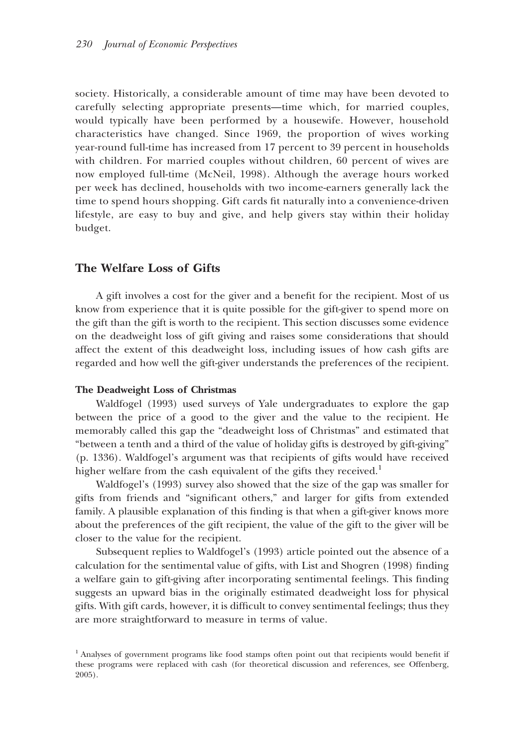society. Historically, a considerable amount of time may have been devoted to carefully selecting appropriate presents—time which, for married couples, would typically have been performed by a housewife. However, household characteristics have changed. Since 1969, the proportion of wives working year-round full-time has increased from 17 percent to 39 percent in households with children. For married couples without children, 60 percent of wives are now employed full-time (McNeil, 1998). Although the average hours worked per week has declined, households with two income-earners generally lack the time to spend hours shopping. Gift cards fit naturally into a convenience-driven lifestyle, are easy to buy and give, and help givers stay within their holiday budget.

## The Welfare Loss of Gifts

A gift involves a cost for the giver and a benefit for the recipient. Most of us know from experience that it is quite possible for the gift-giver to spend more on the gift than the gift is worth to the recipient. This section discusses some evidence on the deadweight loss of gift giving and raises some considerations that should affect the extent of this deadweight loss, including issues of how cash gifts are regarded and how well the gift-giver understands the preferences of the recipient.

### The Deadweight Loss of Christmas

Waldfogel (1993) used surveys of Yale undergraduates to explore the gap between the price of a good to the giver and the value to the recipient. He memorably called this gap the "deadweight loss of Christmas" and estimated that "between a tenth and a third of the value of holiday gifts is destroyed by gift-giving" (p. 1336). Waldfogel's argument was that recipients of gifts would have received higher welfare from the cash equivalent of the gifts they received.[1]

Waldfogel's (1993) survey also showed that the size of the gap was smaller for gifts from friends and "significant others," and larger for gifts from extended family. A plausible explanation of this finding is that when a gift-giver knows more about the preferences of the gift recipient, the value of the gift to the giver will be closer to the value for the recipient.

Subsequent replies to Waldfogel's (1993) article pointed out the absence of a calculation for the sentimental value of gifts, with List and Shogren (1998) finding a welfare gain to gift-giving after incorporating sentimental feelings. This finding suggests an upward bias in the originally estimated deadweight loss for physical gifts. With gift cards, however, it is difficult to convey sentimental feelings; thus they are more straightforward to measure in terms of value.

[1] Analyses of government programs like food stamps often point out that recipients would benefit if these programs were replaced with cash (for theoretical discussion and references, see Offenberg, 2005).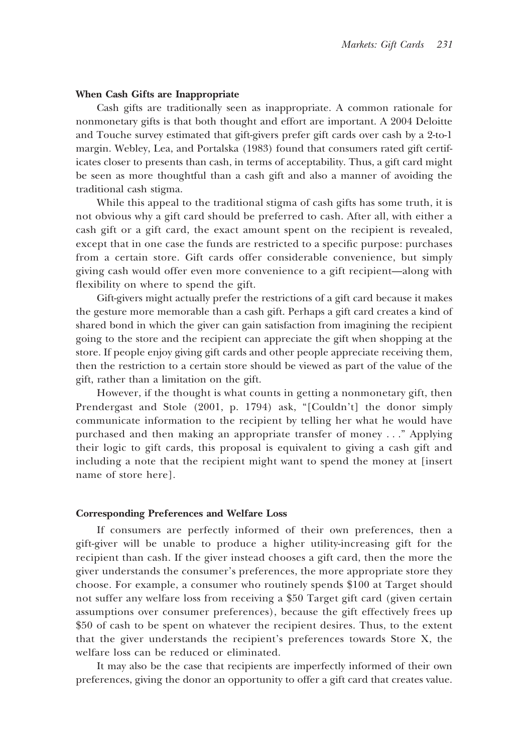### When Cash Gifts are Inappropriate

Cash gifts are traditionally seen as inappropriate. A common rationale for nonmonetary gifts is that both thought and effort are important. A 2004 Deloitte and Touche survey estimated that gift-givers prefer gift cards over cash by a 2-to-1 margin. Webley, Lea, and Portalska (1983) found that consumers rated gift certificates closer to presents than cash, in terms of acceptability. Thus, a gift card might be seen as more thoughtful than a cash gift and also a manner of avoiding the traditional cash stigma.

While this appeal to the traditional stigma of cash gifts has some truth, it is not obvious why a gift card should be preferred to cash. After all, with either a cash gift or a gift card, the exact amount spent on the recipient is revealed, except that in one case the funds are restricted to a specific purpose: purchases from a certain store. Gift cards offer considerable convenience, but simply giving cash would offer even more convenience to a gift recipient—along with flexibility on where to spend the gift.

Gift-givers might actually prefer the restrictions of a gift card because it makes the gesture more memorable than a cash gift. Perhaps a gift card creates a kind of shared bond in which the giver can gain satisfaction from imagining the recipient going to the store and the recipient can appreciate the gift when shopping at the store. If people enjoy giving gift cards and other people appreciate receiving them, then the restriction to a certain store should be viewed as part of the value of the gift, rather than a limitation on the gift.

However, if the thought is what counts in getting a nonmonetary gift, then Prendergast and Stole (2001, p. 1794) ask, "[Couldn't] the donor simply communicate information to the recipient by telling her what he would have purchased and then making an appropriate transfer of money . . ." Applying their logic to gift cards, this proposal is equivalent to giving a cash gift and including a note that the recipient might want to spend the money at [insert name of store here].

### Corresponding Preferences and Welfare Loss

If consumers are perfectly informed of their own preferences, then a gift-giver will be unable to produce a higher utility-increasing gift for the recipient than cash. If the giver instead chooses a gift card, then the more the giver understands the consumer's preferences, the more appropriate store they choose. For example, a consumer who routinely spends \$100 at Target should not suffer any welfare loss from receiving a \$50 Target gift card (given certain assumptions over consumer preferences), because the gift effectively frees up \$50 of cash to be spent on whatever the recipient desires. Thus, to the extent that the giver understands the recipient's preferences towards Store X, the welfare loss can be reduced or eliminated.

It may also be the case that recipients are imperfectly informed of their own preferences, giving the donor an opportunity to offer a gift card that creates value.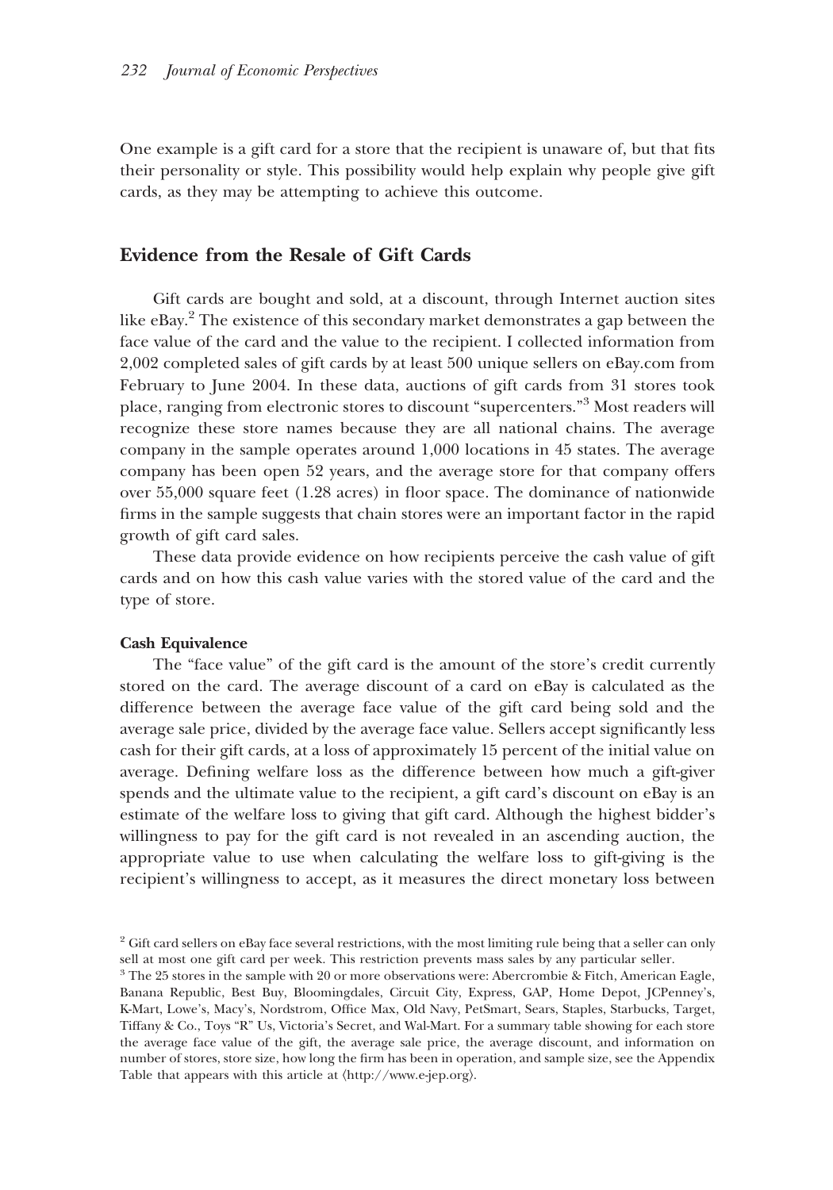One example is a gift card for a store that the recipient is unaware of, but that fits their personality or style. This possibility would help explain why people give gift cards, as they may be attempting to achieve this outcome.

## Evidence from the Resale of Gift Cards

Gift cards are bought and sold, at a discount, through Internet auction sites like eBay.[2] The existence of this secondary market demonstrates a gap between the face value of the card and the value to the recipient. I collected information from 2,002 completed sales of gift cards by at least 500 unique sellers on eBay.com from February to June 2004. In these data, auctions of gift cards from 31 stores took place, ranging from electronic stores to discount "supercenters."[3] Most readers will recognize these store names because they are all national chains. The average company in the sample operates around 1,000 locations in 45 states. The average company has been open 52 years, and the average store for that company offers over 55,000 square feet (1.28 acres) in floor space. The dominance of nationwide firms in the sample suggests that chain stores were an important factor in the rapid growth of gift card sales.

These data provide evidence on how recipients perceive the cash value of gift cards and on how this cash value varies with the stored value of the card and the type of store.

### Cash Equivalence

The "face value" of the gift card is the amount of the store's credit currently stored on the card. The average discount of a card on eBay is calculated as the difference between the average face value of the gift card being sold and the average sale price, divided by the average face value. Sellers accept significantly less cash for their gift cards, at a loss of approximately 15 percent of the initial value on average. Defining welfare loss as the difference between how much a gift-giver spends and the ultimate value to the recipient, a gift card's discount on eBay is an estimate of the welfare loss to giving that gift card. Although the highest bidder's willingness to pay for the gift card is not revealed in an ascending auction, the appropriate value to use when calculating the welfare loss to gift-giving is the recipient's willingness to accept, as it measures the direct monetary loss between

---

[2] Gift card sellers on eBay face several restrictions, with the most limiting rule being that a seller can only sell at most one gift card per week. This restriction prevents mass sales by any particular seller.

[3] The 25 stores in the sample with 20 or more observations were: Abercrombie & Fitch, American Eagle, Banana Republic, Best Buy, Bloomingdales, Circuit City, Express, GAP, Home Depot, JCPenney's, K-Mart, Lowe's, Macy's, Nordstrom, Office Max, Old Navy, PetSmart, Sears, Staples, Starbucks, Target, Tiffany & Co., Toys "R" Us, Victoria's Secret, and Wal-Mart. For a summary table showing for each store the average face value of the gift, the average sale price, the average discount, and information on number of stores, store size, how long the firm has been in operation, and sample size, see the Appendix Table that appears with this article at ⟨http://www.e-jep.org⟩.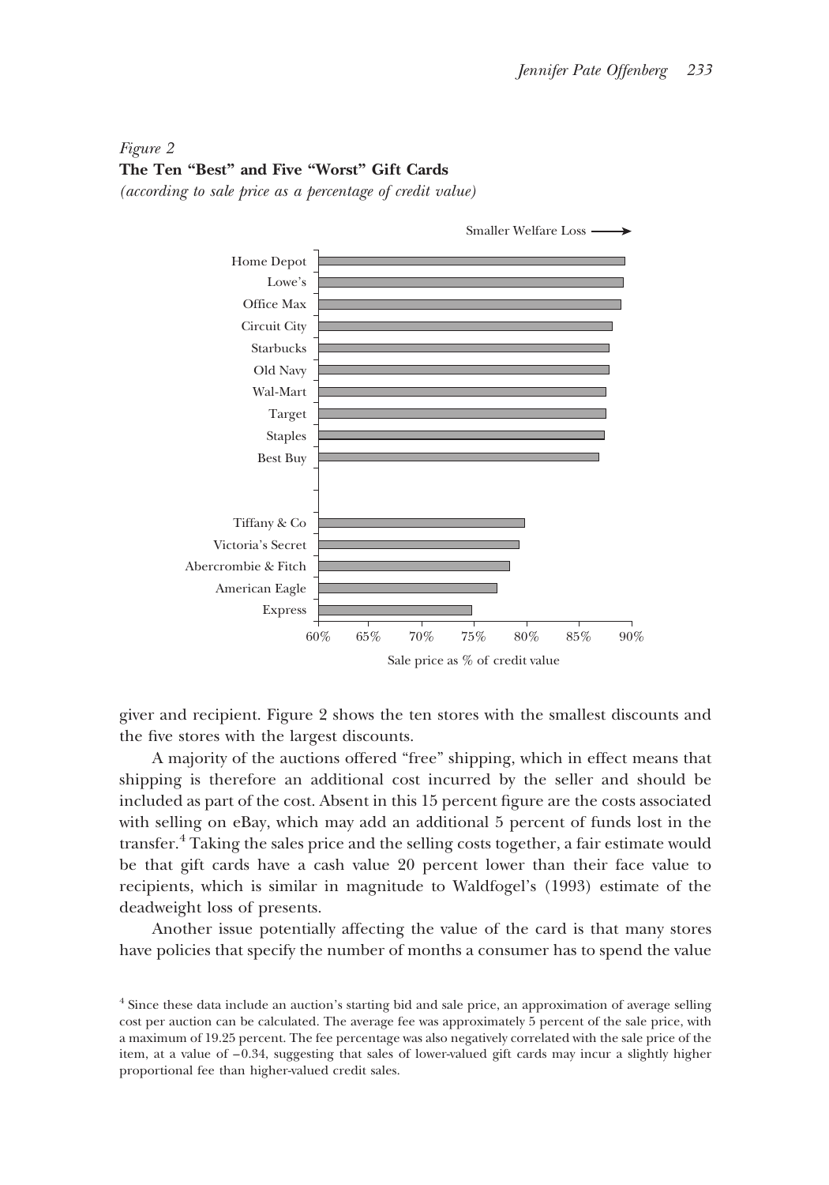*Figure 2*
**The Ten "Best" and Five "Worst" Gift Cards**
*(according to sale price as a percentage of credit value)*

Smaller Welfare Loss →

Home Depot
Lowe's
Office Max
Circuit City
Starbucks
Old Navy
Wal-Mart
Target
Staples
Best Buy

Tiffany & Co
Victoria's Secret
Abercrombie & Fitch
American Eagle
Express

60% 65% 70% 75% 80% 85% 90%

Sale price as % of credit value

giver and recipient. Figure 2 shows the ten stores with the smallest discounts and the five stores with the largest discounts.

A majority of the auctions offered "free" shipping, which in effect means that shipping is therefore an additional cost incurred by the seller and should be included as part of the cost. Absent in this 15 percent figure are the costs associated with selling on eBay, which may add an additional 5 percent of funds lost in the transfer.[4] Taking the sales price and the selling costs together, a fair estimate would be that gift cards have a cash value 20 percent lower than their face value to recipients, which is similar in magnitude to Waldfogel's (1993) estimate of the deadweight loss of presents.

Another issue potentially affecting the value of the card is that many stores have policies that specify the number of months a consumer has to spend the value

[4] Since these data include an auction's starting bid and sale price, an approximation of average selling cost per auction can be calculated. The average fee was approximately 5 percent of the sale price, with a maximum of 19.25 percent. The fee percentage was also negatively correlated with the sale price of the item, at a value of −0.34, suggesting that sales of lower-valued gift cards may incur a slightly higher proportional fee than higher-valued credit sales.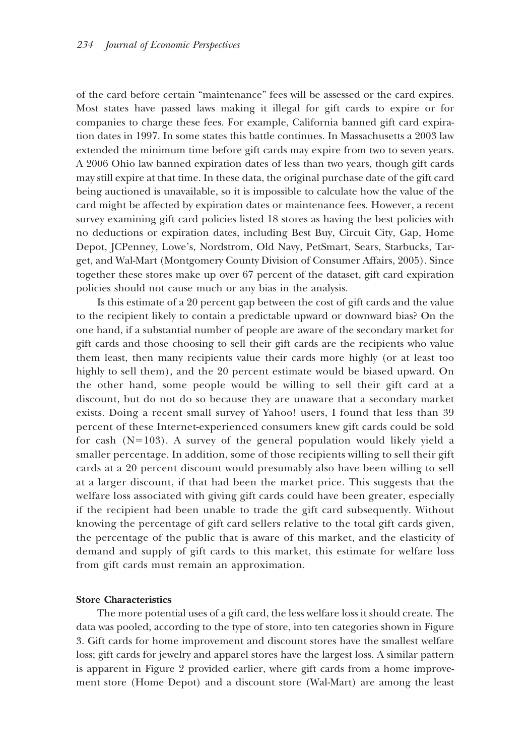of the card before certain "maintenance" fees will be assessed or the card expires. Most states have passed laws making it illegal for gift cards to expire or for companies to charge these fees. For example, California banned gift card expiration dates in 1997. In some states this battle continues. In Massachusetts a 2003 law extended the minimum time before gift cards may expire from two to seven years. A 2006 Ohio law banned expiration dates of less than two years, though gift cards may still expire at that time. In these data, the original purchase date of the gift card being auctioned is unavailable, so it is impossible to calculate how the value of the card might be affected by expiration dates or maintenance fees. However, a recent survey examining gift card policies listed 18 stores as having the best policies with no deductions or expiration dates, including Best Buy, Circuit City, Gap, Home Depot, JCPenney, Lowe's, Nordstrom, Old Navy, PetSmart, Sears, Starbucks, Target, and Wal-Mart (Montgomery County Division of Consumer Affairs, 2005). Since together these stores make up over 67 percent of the dataset, gift card expiration policies should not cause much or any bias in the analysis.

Is this estimate of a 20 percent gap between the cost of gift cards and the value to the recipient likely to contain a predictable upward or downward bias? On the one hand, if a substantial number of people are aware of the secondary market for gift cards and those choosing to sell their gift cards are the recipients who value them least, then many recipients value their cards more highly (or at least too highly to sell them), and the 20 percent estimate would be biased upward. On the other hand, some people would be willing to sell their gift card at a discount, but do not do so because they are unaware that a secondary market exists. Doing a recent small survey of Yahoo! users, I found that less than 39 percent of these Internet-experienced consumers knew gift cards could be sold for cash (N=103). A survey of the general population would likely yield a smaller percentage. In addition, some of those recipients willing to sell their gift cards at a 20 percent discount would presumably also have been willing to sell at a larger discount, if that had been the market price. This suggests that the welfare loss associated with giving gift cards could have been greater, especially if the recipient had been unable to trade the gift card subsequently. Without knowing the percentage of gift card sellers relative to the total gift cards given, the percentage of the public that is aware of this market, and the elasticity of demand and supply of gift cards to this market, this estimate for welfare loss from gift cards must remain an approximation.

### Store Characteristics

The more potential uses of a gift card, the less welfare loss it should create. The data was pooled, according to the type of store, into ten categories shown in Figure 3. Gift cards for home improvement and discount stores have the smallest welfare loss; gift cards for jewelry and apparel stores have the largest loss. A similar pattern is apparent in Figure 2 provided earlier, where gift cards from a home improvement store (Home Depot) and a discount store (Wal-Mart) are among the least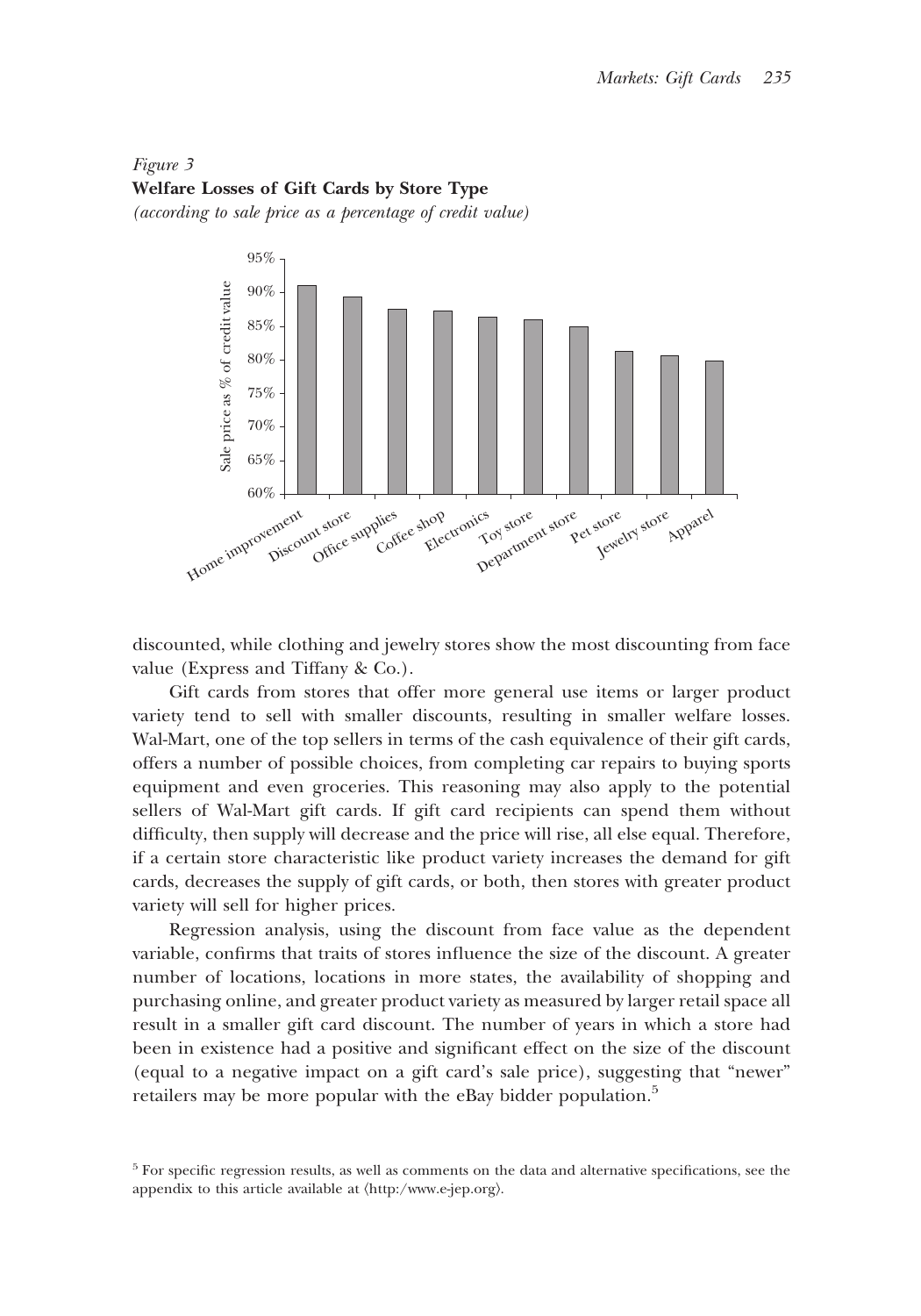*Figure 3*
**Welfare Losses of Gift Cards by Store Type**
*(according to sale price as a percentage of credit value)*

discounted, while clothing and jewelry stores show the most discounting from face value (Express and Tiffany & Co.).

Gift cards from stores that offer more general use items or larger product variety tend to sell with smaller discounts, resulting in smaller welfare losses. Wal-Mart, one of the top sellers in terms of the cash equivalence of their gift cards, offers a number of possible choices, from completing car repairs to buying sports equipment and even groceries. This reasoning may also apply to the potential sellers of Wal-Mart gift cards. If gift card recipients can spend them without difficulty, then supply will decrease and the price will rise, all else equal. Therefore, if a certain store characteristic like product variety increases the demand for gift cards, decreases the supply of gift cards, or both, then stores with greater product variety will sell for higher prices.

Regression analysis, using the discount from face value as the dependent variable, confirms that traits of stores influence the size of the discount. A greater number of locations, locations in more states, the availability of shopping and purchasing online, and greater product variety as measured by larger retail space all result in a smaller gift card discount. The number of years in which a store had been in existence had a positive and significant effect on the size of the discount (equal to a negative impact on a gift card's sale price), suggesting that "newer" retailers may be more popular with the eBay bidder population.[5]

[5] For specific regression results, as well as comments on the data and alternative specifications, see the appendix to this article available at ⟨http:/www.e-jep.org⟩.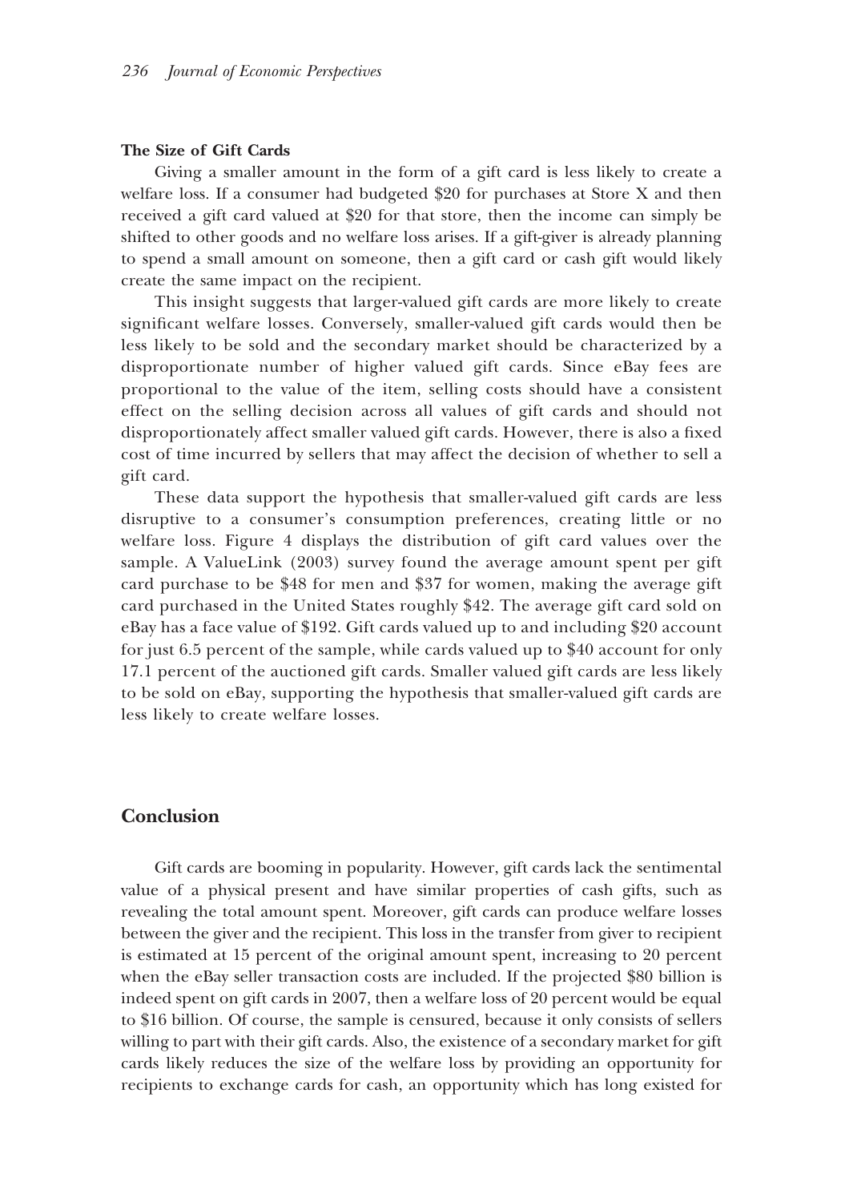### The Size of Gift Cards

Giving a smaller amount in the form of a gift card is less likely to create a welfare loss. If a consumer had budgeted $20 for purchases at Store X and then received a gift card valued at $20 for that store, then the income can simply be shifted to other goods and no welfare loss arises. If a gift-giver is already planning to spend a small amount on someone, then a gift card or cash gift would likely create the same impact on the recipient.

This insight suggests that larger-valued gift cards are more likely to create significant welfare losses. Conversely, smaller-valued gift cards would then be less likely to be sold and the secondary market should be characterized by a disproportionate number of higher valued gift cards. Since eBay fees are proportional to the value of the item, selling costs should have a consistent effect on the selling decision across all values of gift cards and should not disproportionately affect smaller valued gift cards. However, there is also a fixed cost of time incurred by sellers that may affect the decision of whether to sell a gift card.

These data support the hypothesis that smaller-valued gift cards are less disruptive to a consumer's consumption preferences, creating little or no welfare loss. Figure 4 displays the distribution of gift card values over the sample. A ValueLink (2003) survey found the average amount spent per gift card purchase to be $48 for men and $37 for women, making the average gift card purchased in the United States roughly $42. The average gift card sold on eBay has a face value of $192. Gift cards valued up to and including $20 account for just 6.5 percent of the sample, while cards valued up to $40 account for only 17.1 percent of the auctioned gift cards. Smaller valued gift cards are less likely to be sold on eBay, supporting the hypothesis that smaller-valued gift cards are less likely to create welfare losses.

## Conclusion

Gift cards are booming in popularity. However, gift cards lack the sentimental value of a physical present and have similar properties of cash gifts, such as revealing the total amount spent. Moreover, gift cards can produce welfare losses between the giver and the recipient. This loss in the transfer from giver to recipient is estimated at 15 percent of the original amount spent, increasing to 20 percent when the eBay seller transaction costs are included. If the projected $80 billion is indeed spent on gift cards in 2007, then a welfare loss of 20 percent would be equal to $16 billion. Of course, the sample is censured, because it only consists of sellers willing to part with their gift cards. Also, the existence of a secondary market for gift cards likely reduces the size of the welfare loss by providing an opportunity for recipients to exchange cards for cash, an opportunity which has long existed for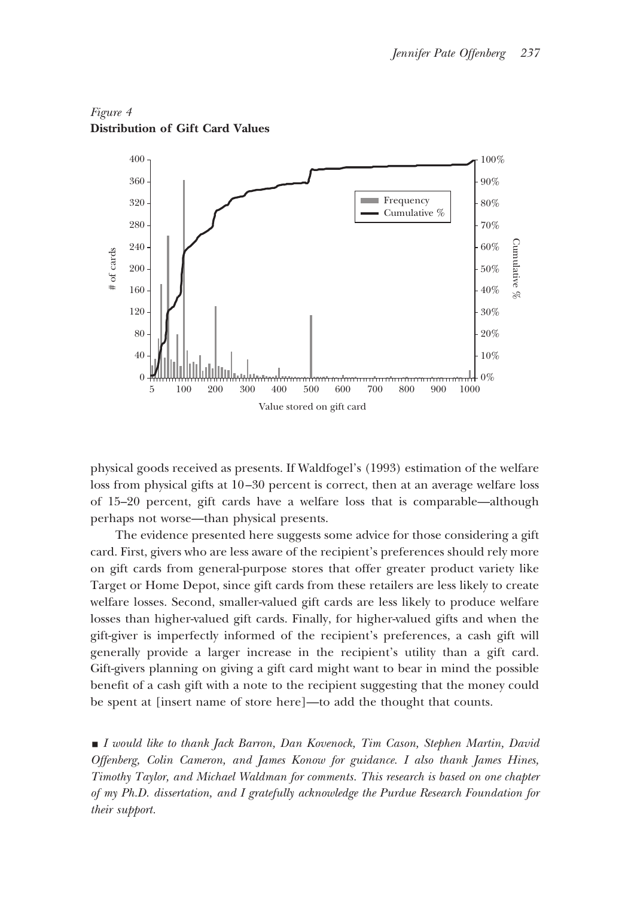*Figure 4*
**Distribution of Gift Card Values**

physical goods received as presents. If Waldfogel's (1993) estimation of the welfare loss from physical gifts at 10–30 percent is correct, then at an average welfare loss of 15–20 percent, gift cards have a welfare loss that is comparable—although perhaps not worse—than physical presents.

The evidence presented here suggests some advice for those considering a gift card. First, givers who are less aware of the recipient's preferences should rely more on gift cards from general-purpose stores that offer greater product variety like Target or Home Depot, since gift cards from these retailers are less likely to create welfare losses. Second, smaller-valued gift cards are less likely to produce welfare losses than higher-valued gift cards. Finally, for higher-valued gifts and when the gift-giver is imperfectly informed of the recipient's preferences, a cash gift will generally provide a larger increase in the recipient's utility than a gift card. Gift-givers planning on giving a gift card might want to bear in mind the possible benefit of a cash gift with a note to the recipient suggesting that the money could be spent at [insert name of store here]—to add the thought that counts.

■ *I would like to thank Jack Barron, Dan Kovenock, Tim Cason, Stephen Martin, David Offenberg, Colin Cameron, and James Konow for guidance. I also thank James Hines, Timothy Taylor, and Michael Waldman for comments. This research is based on one chapter of my Ph.D. dissertation, and I gratefully acknowledge the Purdue Research Foundation for their support.*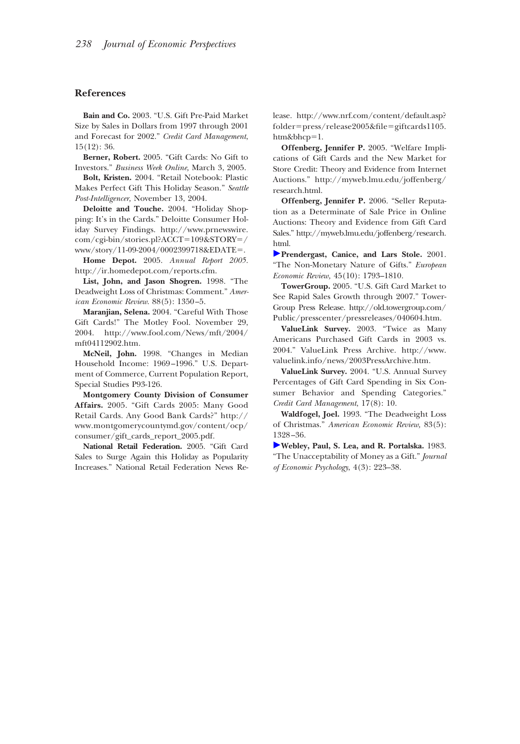## References

**Bain and Co.** 2003. "U.S. Gift Pre-Paid Market Size by Sales in Dollars from 1997 through 2001 and Forecast for 2002." *Credit Card Management*, 15(12): 36.

**Berner, Robert.** 2005. "Gift Cards: No Gift to Investors." *Business Week Online,* March 3, 2005.

**Bolt, Kristen.** 2004. "Retail Notebook: Plastic Makes Perfect Gift This Holiday Season." *Seattle Post-Intelligencer,* November 13, 2004.

**Deloitte and Touche.** 2004. "Holiday Shopping: It's in the Cards." Deloitte Consumer Holiday Survey Findings. http://www.prnewswire.com/cgi-bin/stories.pl?ACCT=109&STORY=/www/story/11-09-2004/0002399718&EDATE=.

**Home Depot.** 2005. *Annual Report 2005*. http://ir.homedepot.com/reports.cfm.

**List, John, and Jason Shogren.** 1998. "The Deadweight Loss of Christmas: Comment." *American Economic Review*. 88(5): 1350–5.

**Maranjian, Selena.** 2004. "Careful With Those Gift Cards!" The Motley Fool. November 29, 2004. http://www.fool.com/News/mft/2004/mft04112902.htm.

**McNeil, John.** 1998. "Changes in Median Household Income: 1969–1996." U.S. Department of Commerce, Current Population Report, Special Studies P93-126.

**Montgomery County Division of Consumer Affairs.** 2005. "Gift Cards 2005: Many Good Retail Cards. Any Good Bank Cards?" http://www.montgomerycountymd.gov/content/ocp/consumer/gift_cards_report_2005.pdf.

**National Retail Federation.** 2005. "Gift Card Sales to Surge Again this Holiday as Popularity Increases." National Retail Federation News Release. http://www.nrf.com/content/default.asp?folder=press/release2005&file=giftcards1105.htm&bhcp=1.

**Offenberg, Jennifer P.** 2005. "Welfare Implications of Gift Cards and the New Market for Store Credit: Theory and Evidence from Internet Auctions." http://myweb.lmu.edu/joffenberg/research.html.

**Offenberg, Jennifer P.** 2006. "Seller Reputation as a Determinate of Sale Price in Online Auctions: Theory and Evidence from Gift Card Sales." http://myweb.lmu.edu/joffenberg/research.html.

**Prendergast, Canice, and Lars Stole.** 2001. "The Non-Monetary Nature of Gifts." *European Economic Review,* 45(10): 1793–1810.

**TowerGroup.** 2005. "U.S. Gift Card Market to See Rapid Sales Growth through 2007." TowerGroup Press Release. http://old.towergroup.com/Public/presscenter/pressreleases/040604.htm.

**ValueLink Survey.** 2003. "Twice as Many Americans Purchased Gift Cards in 2003 vs. 2004." ValueLink Press Archive. http://www.valuelink.info/news/2003PressArchive.htm.

**ValueLink Survey.** 2004. "U.S. Annual Survey Percentages of Gift Card Spending in Six Consumer Behavior and Spending Categories." *Credit Card Management*, 17(8): 10.

**Waldfogel, Joel.** 1993. "The Deadweight Loss of Christmas." *American Economic Review,* 83(5): 1328–36.

**Webley, Paul, S. Lea, and R. Portalska.** 1983. "The Unacceptability of Money as a Gift." *Journal of Economic Psychology*, 4(3): 223–38.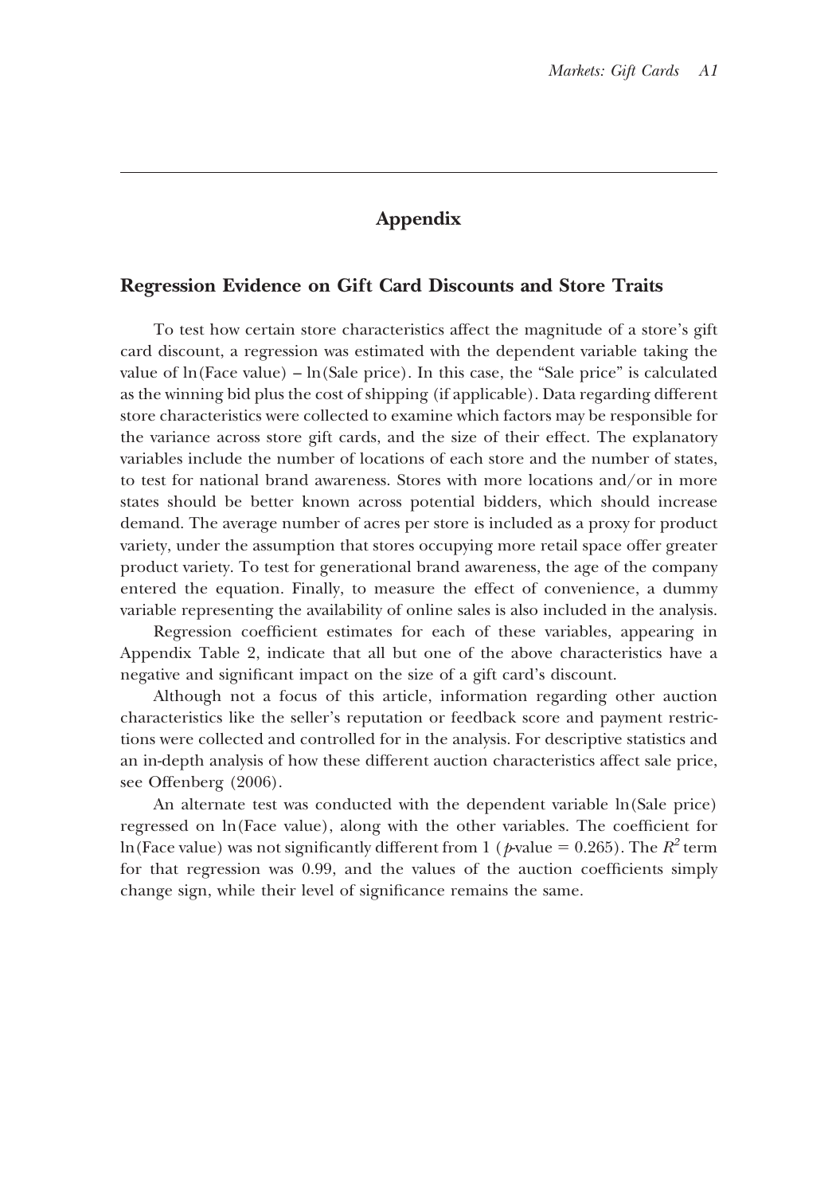# Appendix

## Regression Evidence on Gift Card Discounts and Store Traits

To test how certain store characteristics affect the magnitude of a store's gift card discount, a regression was estimated with the dependent variable taking the value of ln(Face value) – ln(Sale price). In this case, the "Sale price" is calculated as the winning bid plus the cost of shipping (if applicable). Data regarding different store characteristics were collected to examine which factors may be responsible for the variance across store gift cards, and the size of their effect. The explanatory variables include the number of locations of each store and the number of states, to test for national brand awareness. Stores with more locations and/or in more states should be better known across potential bidders, which should increase demand. The average number of acres per store is included as a proxy for product variety, under the assumption that stores occupying more retail space offer greater product variety. To test for generational brand awareness, the age of the company entered the equation. Finally, to measure the effect of convenience, a dummy variable representing the availability of online sales is also included in the analysis.

Regression coefficient estimates for each of these variables, appearing in Appendix Table 2, indicate that all but one of the above characteristics have a negative and significant impact on the size of a gift card's discount.

Although not a focus of this article, information regarding other auction characteristics like the seller's reputation or feedback score and payment restrictions were collected and controlled for in the analysis. For descriptive statistics and an in-depth analysis of how these different auction characteristics affect sale price, see Offenberg (2006).

An alternate test was conducted with the dependent variable ln(Sale price) regressed on ln(Face value), along with the other variables. The coefficient for ln(Face value) was not significantly different from 1 ($p$-value = 0.265). The $R^2$ term for that regression was 0.99, and the values of the auction coefficients simply change sign, while their level of significance remains the same.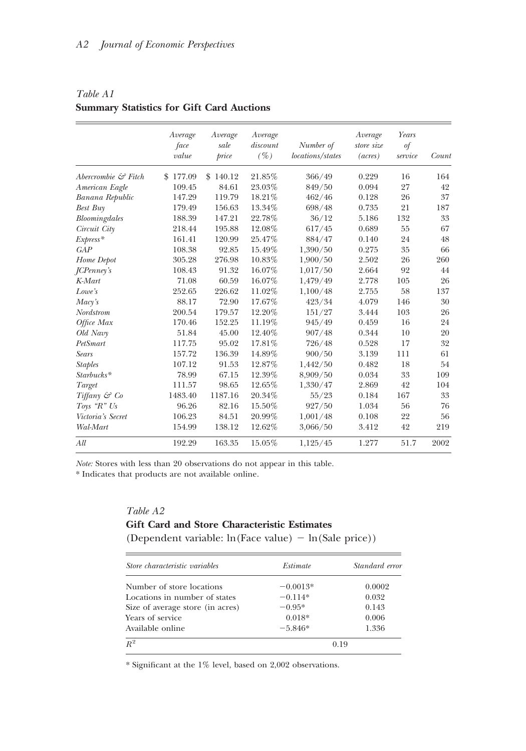*Table A1*
**Summary Statistics for Gift Card Auctions**

| | *Average face value* | *Average sale price* | *Average discount (%)* | *Number of locations/states* | *Average store size (acres)* | *Years of service* | *Count* |
|---|---|---|---|---|---|---|---|
| *Abercrombie & Fitch* | $ 177.09 | $ 140.12 | 21.85% | 366/49 | 0.229 | 16 | 164 |
| *American Eagle* | 109.45 | 84.61 | 23.03% | 849/50 | 0.094 | 27 | 42 |
| *Banana Republic* | 147.29 | 119.79 | 18.21% | 462/46 | 0.128 | 26 | 37 |
| *Best Buy* | 179.49 | 156.63 | 13.34% | 698/48 | 0.735 | 21 | 187 |
| *Bloomingdales* | 188.39 | 147.21 | 22.78% | 36/12 | 5.186 | 132 | 33 |
| *Circuit City* | 218.44 | 195.88 | 12.08% | 617/45 | 0.689 | 55 | 67 |
| *Express** | 161.41 | 120.99 | 25.47% | 884/47 | 0.140 | 24 | 48 |
| *GAP* | 108.38 | 92.85 | 15.49% | 1,390/50 | 0.275 | 35 | 66 |
| *Home Depot* | 305.28 | 276.98 | 10.83% | 1,900/50 | 2.502 | 26 | 260 |
| *JCPenney's* | 108.43 | 91.32 | 16.07% | 1,017/50 | 2.664 | 92 | 44 |
| *K-Mart* | 71.08 | 60.59 | 16.07% | 1,479/49 | 2.778 | 105 | 26 |
| *Lowe's* | 252.65 | 226.62 | 11.02% | 1,100/48 | 2.755 | 58 | 137 |
| *Macy's* | 88.17 | 72.90 | 17.67% | 423/34 | 4.079 | 146 | 30 |
| *Nordstrom* | 200.54 | 179.57 | 12.20% | 151/27 | 3.444 | 103 | 26 |
| *Office Max* | 170.46 | 152.25 | 11.19% | 945/49 | 0.459 | 16 | 24 |
| *Old Navy* | 51.84 | 45.00 | 12.40% | 907/48 | 0.344 | 10 | 20 |
| *PetSmart* | 117.75 | 95.02 | 17.81% | 726/48 | 0.528 | 17 | 32 |
| *Sears* | 157.72 | 136.39 | 14.89% | 900/50 | 3.139 | 111 | 61 |
| *Staples* | 107.12 | 91.53 | 12.87% | 1,442/50 | 0.482 | 18 | 54 |
| *Starbucks** | 78.99 | 67.15 | 12.39% | 8,909/50 | 0.034 | 33 | 109 |
| *Target* | 111.57 | 98.65 | 12.65% | 1,330/47 | 2.869 | 42 | 104 |
| *Tiffany & Co* | 1483.40 | 1187.16 | 20.34% | 55/23 | 0.184 | 167 | 33 |
| *Toys "R" Us* | 96.26 | 82.16 | 15.50% | 927/50 | 1.034 | 56 | 76 |
| *Victoria's Secret* | 106.23 | 84.51 | 20.99% | 1,001/48 | 0.108 | 22 | 56 |
| *Wal-Mart* | 154.99 | 138.12 | 12.62% | 3,066/50 | 3.412 | 42 | 219 |
| *All* | 192.29 | 163.35 | 15.05% | 1,125/45 | 1.277 | 51.7 | 2002 |

*Note:* Stores with less than 20 observations do not appear in this table.
* Indicates that products are not available online.

*Table A2*
**Gift Card and Store Characteristic Estimates**
(Dependent variable: ln(Face value) − ln(Sale price))

| *Store characteristic variables* | *Estimate* | *Standard error* |
|---|---|---|
| Number of store locations | −0.0013* | 0.0002 |
| Locations in number of states | −0.114* | 0.032 |
| Size of average store (in acres) | −0.95* | 0.143 |
| Years of service | 0.018* | 0.006 |
| Available online | −5.846* | 1.336 |
| $R^2$ | 0.19 | |

* Significant at the 1% level, based on 2,002 observations.